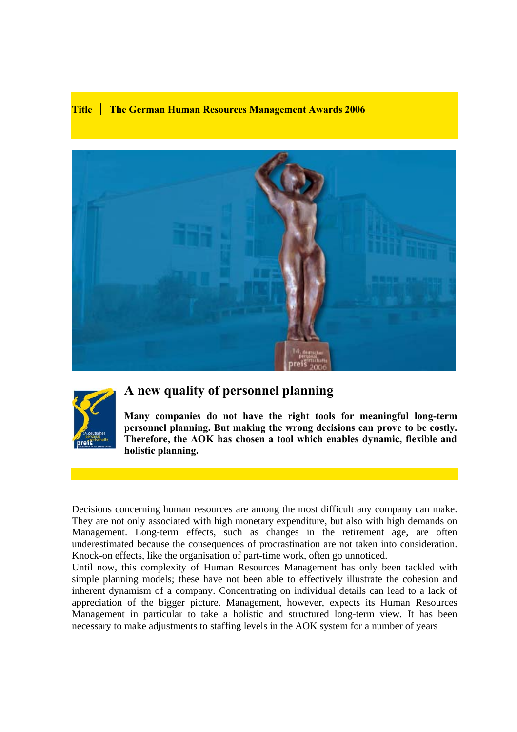**Title | The German Human Resources Management Awards 2006**

## A new quality of personnel planning

**Many companies do not have the right tools for meaningful long-term personnel planning. But making the wrong decisions can prove to be costly. Therefore, the AOK has chosen a tool which enables dynamic, flexible and holistic planning.**

Decisions concerning human resources are among the most difficult any company can make. They are not only associated with high monetary expenditure, but also with high demands on Management. Long-term effects, such as changes in the retirement age, are often underestimated because the consequences of procrastination are not taken into consideration. Knock-on effects, like the organisation of part-time work, often go unnoticed.

Until now, this complexity of Human Resources Management has only been tackled with simple planning models; these have not been able to effectively illustrate the cohesion and inherent dynamism of a company. Concentrating on individual details can lead to a lack of appreciation of the bigger picture. Management, however, expects its Human Resources Management in particular to take a holistic and structured long-term view. It has been necessary to make adjustments to staffing levels in the AOK system for a number of years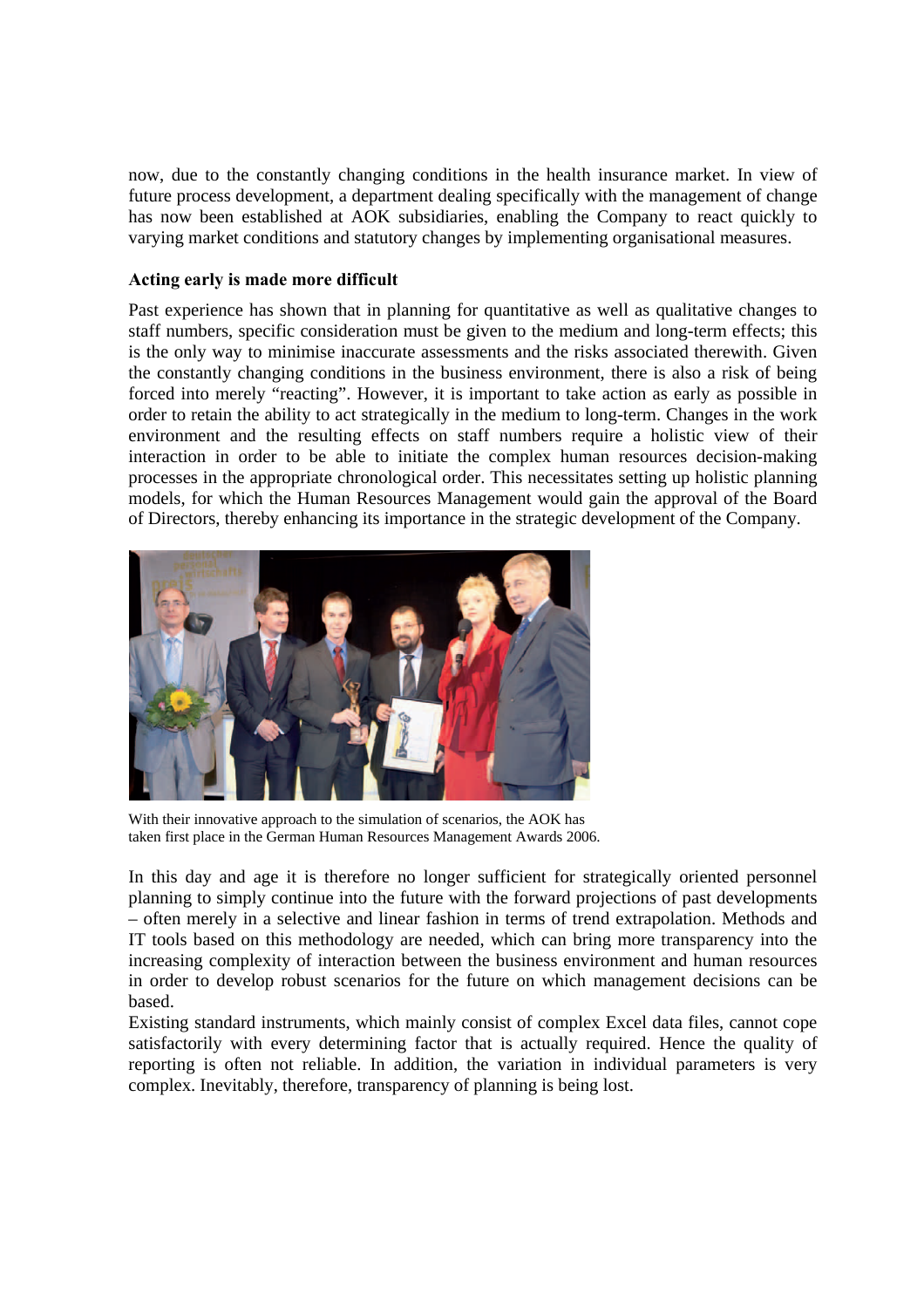now, due to the constantly changing conditions in the health insurance market. In view of future process development, a department dealing specifically with the management of change has now been established at AOK subsidiaries, enabling the Company to react quickly to varying market conditions and statutory changes by implementing organisational measures.

**Acting early is made more difficult**

Past experience has shown that in planning for quantitative as well as qualitative changes to staff numbers, specific consideration must be given to the medium and long-term effects; this is the only way to minimise inaccurate assessments and the risks associated therewith. Given the constantly changing conditions in the business environment, there is also a risk of being forced into merely "reacting". However, it is important to take action as early as possible in order to retain the ability to act strategically in the medium to long-term. Changes in the work environment and the resulting effects on staff numbers require a holistic view of their interaction in order to be able to initiate the complex human resources decision-making processes in the appropriate chronological order. This necessitates setting up holistic planning models, for which the Human Resources Management would gain the approval of the Board of Directors, thereby enhancing its importance in the strategic development of the Company.

With their innovative approach to the simulation of scenarios, the AOK has taken first place in the German Human Resources Management Awards 2006.

In this day and age it is therefore no longer sufficient for strategically oriented personnel planning to simply continue into the future with the forward projections of past developments – often merely in a selective and linear fashion in terms of trend extrapolation. Methods and IT tools based on this methodology are needed, which can bring more transparency into the increasing complexity of interaction between the business environment and human resources in order to develop robust scenarios for the future on which management decisions can be based.

Existing standard instruments, which mainly consist of complex Excel data files, cannot cope satisfactorily with every determining factor that is actually required. Hence the quality of reporting is often not reliable. In addition, the variation in individual parameters is very complex. Inevitably, therefore, transparency of planning is being lost.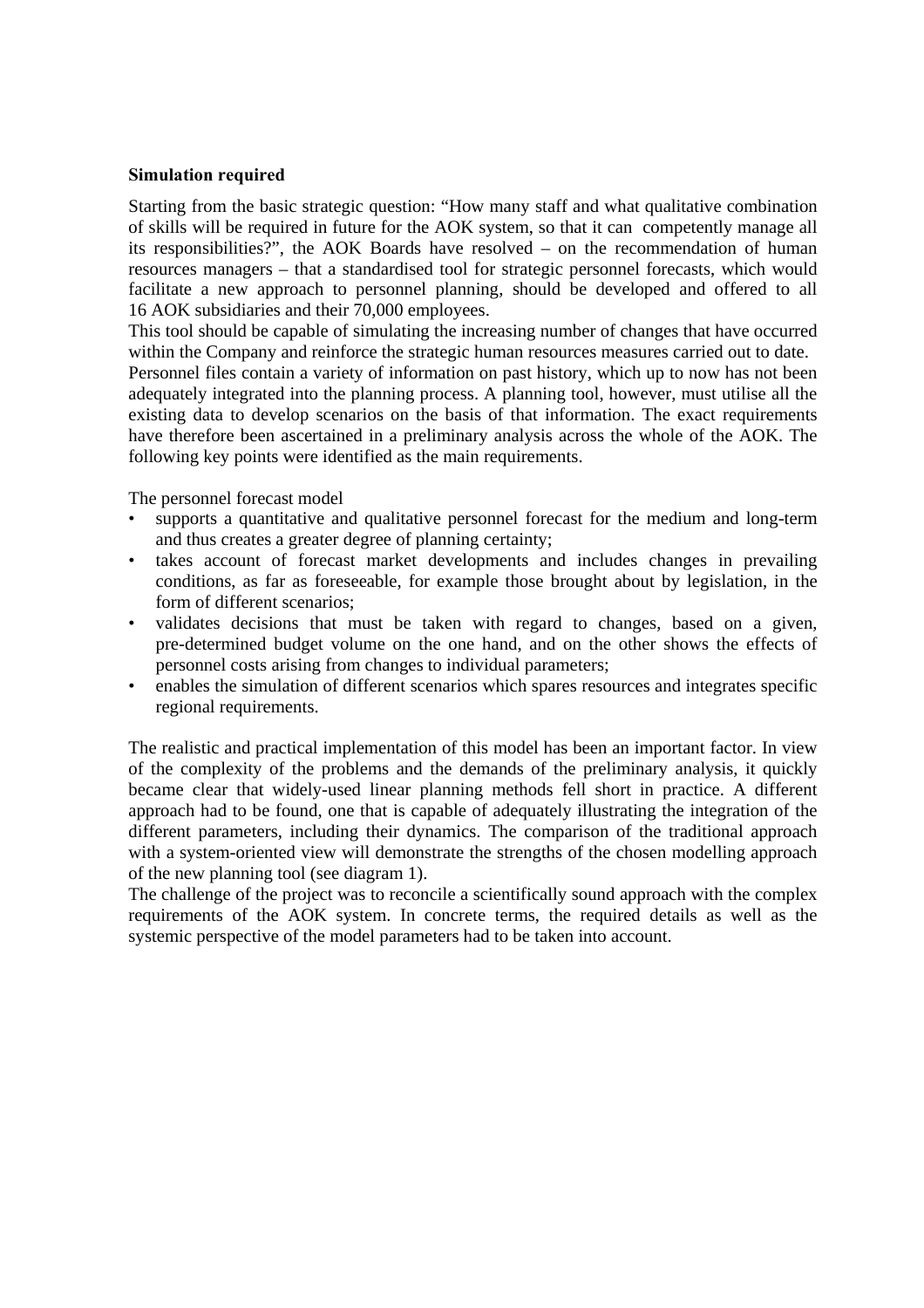**Simulation required**

Starting from the basic strategic question: "How many staff and what qualitative combination of skills will be required in future for the AOK system, so that it can competently manage all its responsibilities?", the AOK Boards have resolved – on the recommendation of human resources managers – that a standardised tool for strategic personnel forecasts, which would facilitate a new approach to personnel planning, should be developed and offered to all 16 AOK subsidiaries and their 70,000 employees.
This tool should be capable of simulating the increasing number of changes that have occurred within the Company and reinforce the strategic human resources measures carried out to date.
Personnel files contain a variety of information on past history, which up to now has not been adequately integrated into the planning process. A planning tool, however, must utilise all the existing data to develop scenarios on the basis of that information. The exact requirements have therefore been ascertained in a preliminary analysis across the whole of the AOK. The following key points were identified as the main requirements.

The personnel forecast model

- supports a quantitative and qualitative personnel forecast for the medium and long-term and thus creates a greater degree of planning certainty;
- takes account of forecast market developments and includes changes in prevailing conditions, as far as foreseeable, for example those brought about by legislation, in the form of different scenarios;
- validates decisions that must be taken with regard to changes, based on a given, pre-determined budget volume on the one hand, and on the other shows the effects of personnel costs arising from changes to individual parameters;
- enables the simulation of different scenarios which spares resources and integrates specific regional requirements.

The realistic and practical implementation of this model has been an important factor. In view of the complexity of the problems and the demands of the preliminary analysis, it quickly became clear that widely-used linear planning methods fell short in practice. A different approach had to be found, one that is capable of adequately illustrating the integration of the different parameters, including their dynamics. The comparison of the traditional approach with a system-oriented view will demonstrate the strengths of the chosen modelling approach of the new planning tool (see diagram 1).
The challenge of the project was to reconcile a scientifically sound approach with the complex requirements of the AOK system. In concrete terms, the required details as well as the systemic perspective of the model parameters had to be taken into account.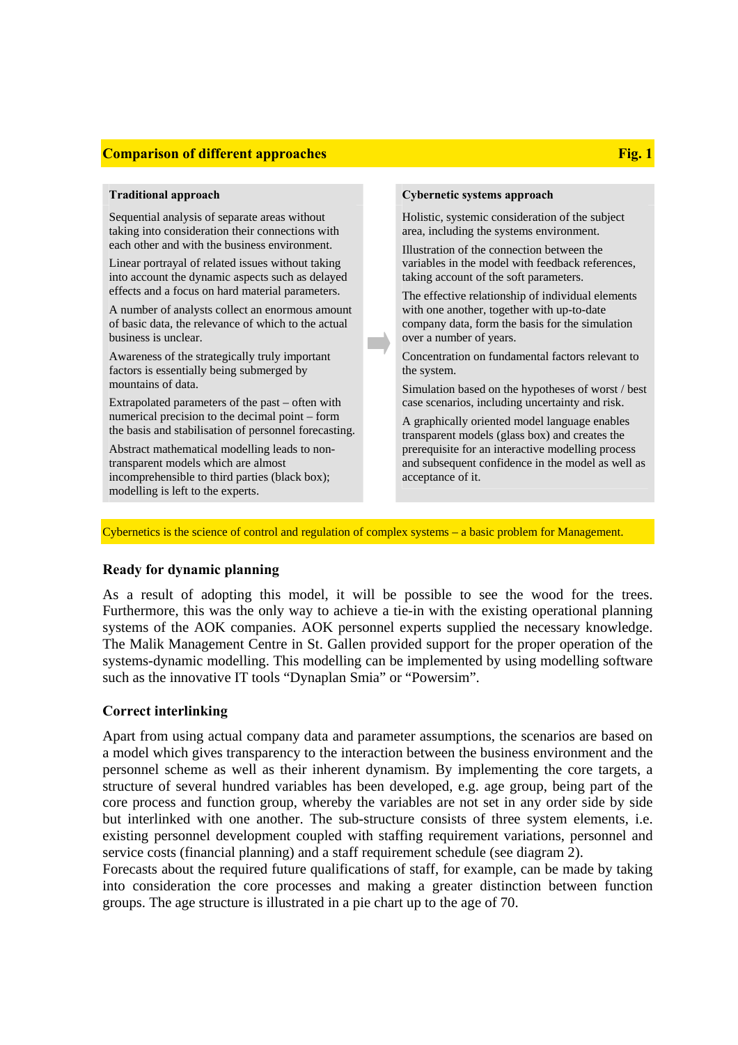**Comparison of different approaches** **Fig. 1**

| Traditional approach | Cybernetic systems approach |
| --- | --- |
| Sequential analysis of separate areas without taking into consideration their connections with each other and with the business environment. | Holistic, systemic consideration of the subject area, including the systems environment. |
| Linear portrayal of related issues without taking into account the dynamic aspects such as delayed effects and a focus on hard material parameters. | Illustration of the connection between the variables in the model with feedback references, taking account of the soft parameters. |
| A number of analysts collect an enormous amount of basic data, the relevance of which to the actual business is unclear. | The effective relationship of individual elements with one another, together with up-to-date company data, form the basis for the simulation over a number of years. |
| Awareness of the strategically truly important factors is essentially being submerged by mountains of data. | Concentration on fundamental factors relevant to the system. |
| Extrapolated parameters of the past – often with numerical precision to the decimal point – form the basis and stabilisation of personnel forecasting. | Simulation based on the hypotheses of worst / best case scenarios, including uncertainty and risk. |
| Abstract mathematical modelling leads to non-transparent models which are almost incomprehensible to third parties (black box); modelling is left to the experts. | A graphically oriented model language enables transparent models (glass box) and creates the prerequisite for an interactive modelling process and subsequent confidence in the model as well as acceptance of it. |

Cybernetics is the science of control and regulation of complex systems – a basic problem for Management.

### Ready for dynamic planning

As a result of adopting this model, it will be possible to see the wood for the trees. Furthermore, this was the only way to achieve a tie-in with the existing operational planning systems of the AOK companies. AOK personnel experts supplied the necessary knowledge. The Malik Management Centre in St. Gallen provided support for the proper operation of the systems-dynamic modelling. This modelling can be implemented by using modelling software such as the innovative IT tools "Dynaplan Smia" or "Powersim".

### Correct interlinking

Apart from using actual company data and parameter assumptions, the scenarios are based on a model which gives transparency to the interaction between the business environment and the personnel scheme as well as their inherent dynamism. By implementing the core targets, a structure of several hundred variables has been developed, e.g. age group, being part of the core process and function group, whereby the variables are not set in any order side by side but interlinked with one another. The sub-structure consists of three system elements, i.e. existing personnel development coupled with staffing requirement variations, personnel and service costs (financial planning) and a staff requirement schedule (see diagram 2).

Forecasts about the required future qualifications of staff, for example, can be made by taking into consideration the core processes and making a greater distinction between function groups. The age structure is illustrated in a pie chart up to the age of 70.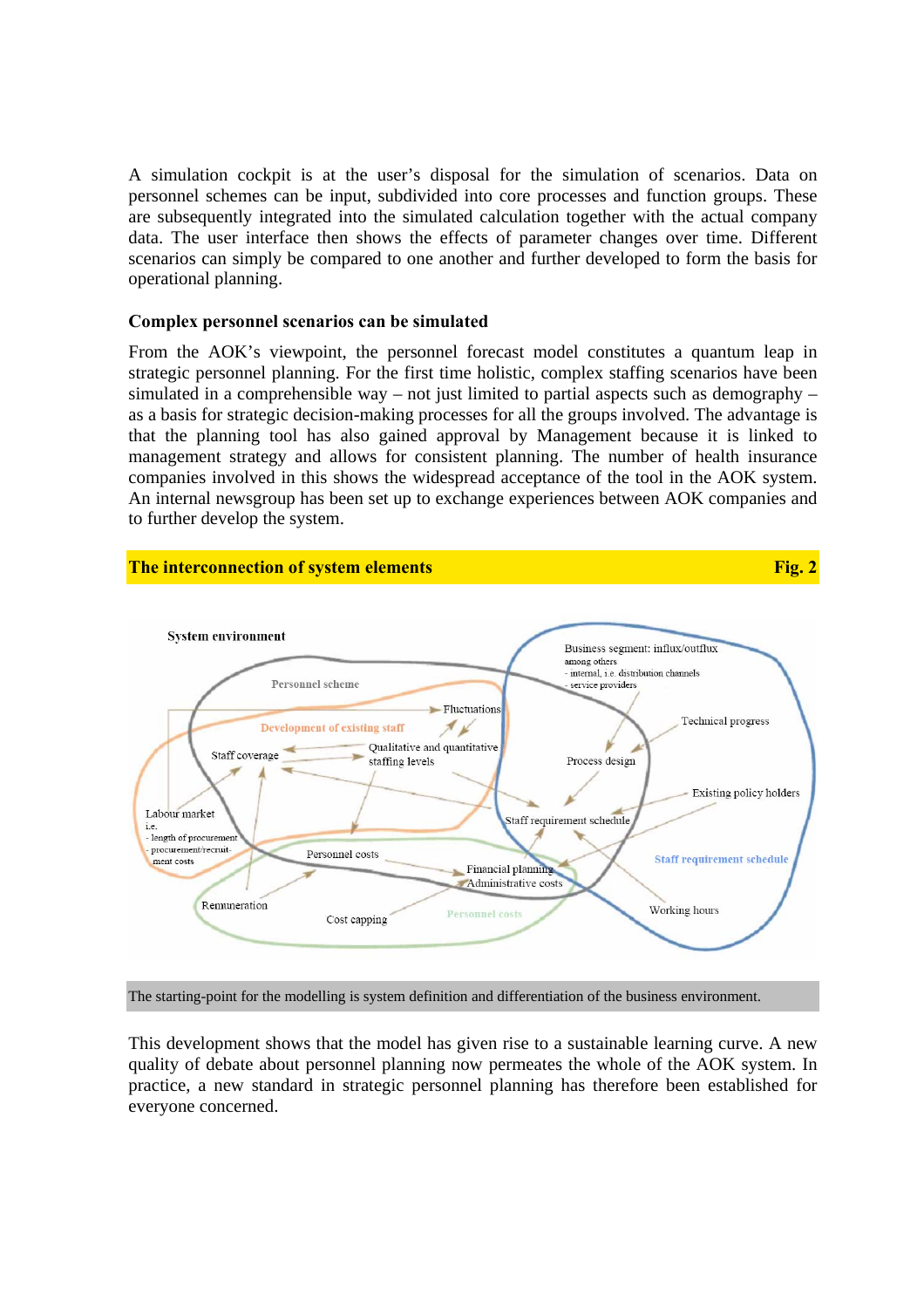A simulation cockpit is at the user's disposal for the simulation of scenarios. Data on personnel schemes can be input, subdivided into core processes and function groups. These are subsequently integrated into the simulated calculation together with the actual company data. The user interface then shows the effects of parameter changes over time. Different scenarios can simply be compared to one another and further developed to form the basis for operational planning.

## Complex personnel scenarios can be simulated

From the AOK's viewpoint, the personnel forecast model constitutes a quantum leap in strategic personnel planning. For the first time holistic, complex staffing scenarios have been simulated in a comprehensible way – not just limited to partial aspects such as demography – as a basis for strategic decision-making processes for all the groups involved. The advantage is that the planning tool has also gained approval by Management because it is linked to management strategy and allows for consistent planning. The number of health insurance companies involved in this shows the widespread acceptance of the tool in the AOK system. An internal newsgroup has been set up to exchange experiences between AOK companies and to further develop the system.

**The interconnection of system elements** **Fig. 2**

System environment

Personnel scheme

Development of existing staff

Fluctuations

Staff coverage

Qualitative and quantitative staffing levels

Labour market i.e. - length of procurement - procurement/recruitment costs

Personnel costs

Financial planning

Administrative costs

Remuneration

Cost capping

Personnel costs

Business segment: influx/outflux among others - internal, i.e. distribution channels - service providers

Technical progress

Process design

Existing policy holders

Staff requirement schedule

Staff requirement schedule

Working hours

The starting-point for the modelling is system definition and differentiation of the business environment.

This development shows that the model has given rise to a sustainable learning curve. A new quality of debate about personnel planning now permeates the whole of the AOK system. In practice, a new standard in strategic personnel planning has therefore been established for everyone concerned.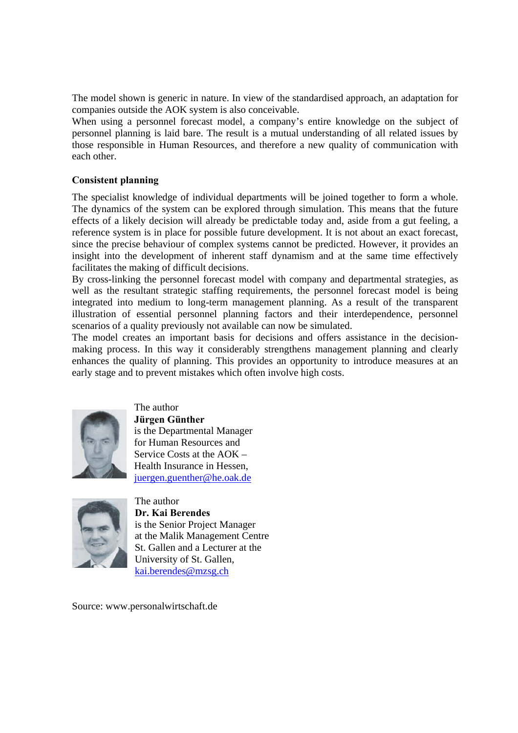The model shown is generic in nature. In view of the standardised approach, an adaptation for companies outside the AOK system is also conceivable.
When using a personnel forecast model, a company's entire knowledge on the subject of personnel planning is laid bare. The result is a mutual understanding of all related issues by those responsible in Human Resources, and therefore a new quality of communication with each other.

**Consistent planning**

The specialist knowledge of individual departments will be joined together to form a whole. The dynamics of the system can be explored through simulation. This means that the future effects of a likely decision will already be predictable today and, aside from a gut feeling, a reference system is in place for possible future development. It is not about an exact forecast, since the precise behaviour of complex systems cannot be predicted. However, it provides an insight into the development of inherent staff dynamism and at the same time effectively facilitates the making of difficult decisions.
By cross-linking the personnel forecast model with company and departmental strategies, as well as the resultant strategic staffing requirements, the personnel forecast model is being integrated into medium to long-term management planning. As a result of the transparent illustration of essential personnel planning factors and their interdependence, personnel scenarios of a quality previously not available can now be simulated.
The model creates an important basis for decisions and offers assistance in the decision-making process. In this way it considerably strengthens management planning and clearly enhances the quality of planning. This provides an opportunity to introduce measures at an early stage and to prevent mistakes which often involve high costs.

The author
**Jürgen Günther**
is the Departmental Manager for Human Resources and Service Costs at the AOK – Health Insurance in Hessen,
juergen.guenther@he.oak.de

The author
**Dr. Kai Berendes**
is the Senior Project Manager at the Malik Management Centre St. Gallen and a Lecturer at the University of St. Gallen,
kai.berendes@mzsg.ch

Source: www.personalwirtschaft.de